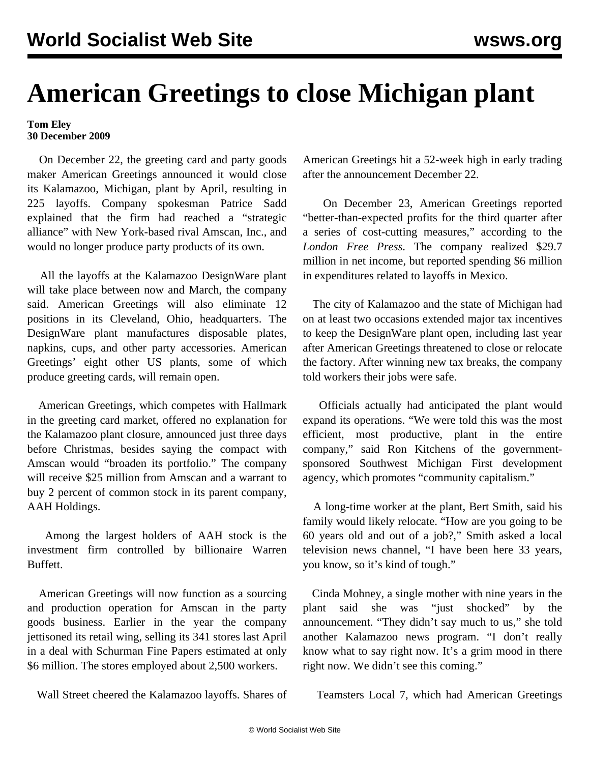# American Greetings to close Michigan plant

**Tom Eley**
**30 December 2009**

On December 22, the greeting card and party goods maker American Greetings announced it would close its Kalamazoo, Michigan, plant by April, resulting in 225 layoffs. Company spokesman Patrice Sadd explained that the firm had reached a "strategic alliance" with New York-based rival Amscan, Inc., and would no longer produce party products of its own.

All the layoffs at the Kalamazoo DesignWare plant will take place between now and March, the company said. American Greetings will also eliminate 12 positions in its Cleveland, Ohio, headquarters. The DesignWare plant manufactures disposable plates, napkins, cups, and other party accessories. American Greetings' eight other US plants, some of which produce greeting cards, will remain open.

American Greetings, which competes with Hallmark in the greeting card market, offered no explanation for the Kalamazoo plant closure, announced just three days before Christmas, besides saying the compact with Amscan would "broaden its portfolio." The company will receive $25 million from Amscan and a warrant to buy 2 percent of common stock in its parent company, AAH Holdings.

Among the largest holders of AAH stock is the investment firm controlled by billionaire Warren Buffett.

American Greetings will now function as a sourcing and production operation for Amscan in the party goods business. Earlier in the year the company jettisoned its retail wing, selling its 341 stores last April in a deal with Schurman Fine Papers estimated at only $6 million. The stores employed about 2,500 workers.

Wall Street cheered the Kalamazoo layoffs. Shares of American Greetings hit a 52-week high in early trading after the announcement December 22.

On December 23, American Greetings reported "better-than-expected profits for the third quarter after a series of cost-cutting measures," according to the *London Free Press*. The company realized $29.7 million in net income, but reported spending $6 million in expenditures related to layoffs in Mexico.

The city of Kalamazoo and the state of Michigan had on at least two occasions extended major tax incentives to keep the DesignWare plant open, including last year after American Greetings threatened to close or relocate the factory. After winning new tax breaks, the company told workers their jobs were safe.

Officials actually had anticipated the plant would expand its operations. "We were told this was the most efficient, most productive, plant in the entire company," said Ron Kitchens of the government-sponsored Southwest Michigan First development agency, which promotes "community capitalism."

A long-time worker at the plant, Bert Smith, said his family would likely relocate. "How are you going to be 60 years old and out of a job?," Smith asked a local television news channel, "I have been here 33 years, you know, so it's kind of tough."

Cinda Mohney, a single mother with nine years in the plant said she was "just shocked" by the announcement. "They didn't say much to us," she told another Kalamazoo news program. "I don't really know what to say right now. It's a grim mood in there right now. We didn't see this coming."

Teamsters Local 7, which had American Greetings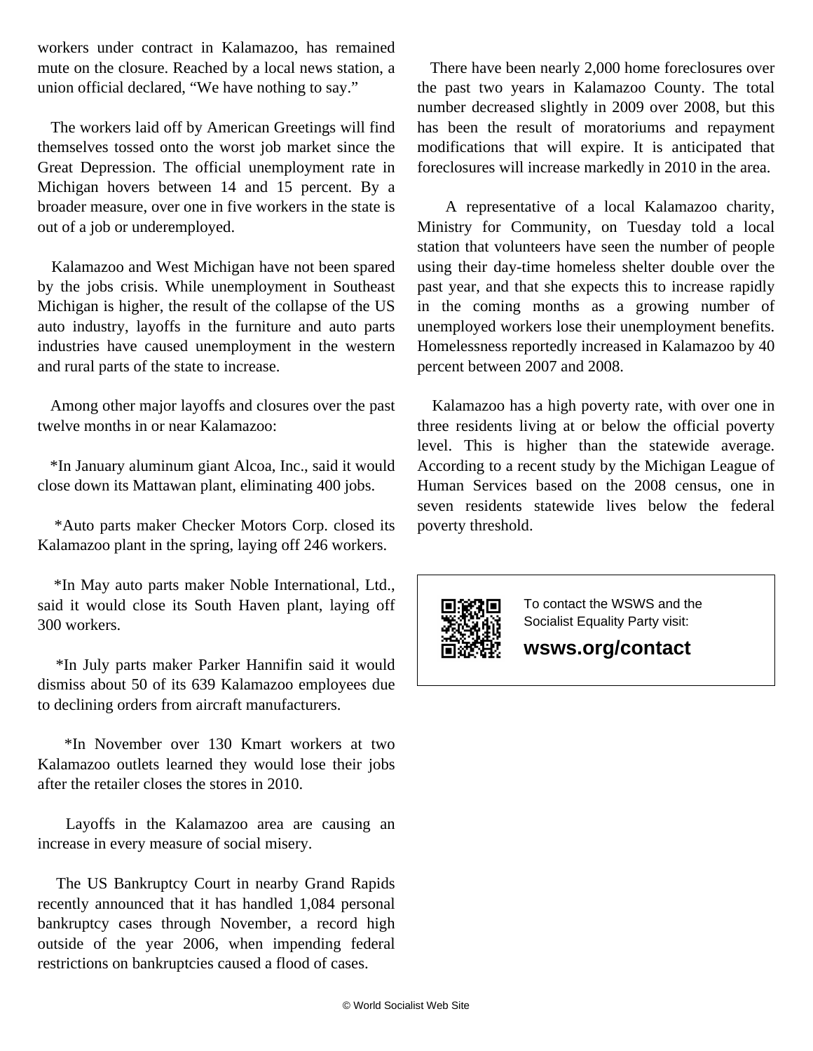workers under contract in Kalamazoo, has remained mute on the closure. Reached by a local news station, a union official declared, "We have nothing to say."

The workers laid off by American Greetings will find themselves tossed onto the worst job market since the Great Depression. The official unemployment rate in Michigan hovers between 14 and 15 percent. By a broader measure, over one in five workers in the state is out of a job or underemployed.

Kalamazoo and West Michigan have not been spared by the jobs crisis. While unemployment in Southeast Michigan is higher, the result of the collapse of the US auto industry, layoffs in the furniture and auto parts industries have caused unemployment in the western and rural parts of the state to increase.

Among other major layoffs and closures over the past twelve months in or near Kalamazoo:

*In January aluminum giant Alcoa, Inc., said it would close down its Mattawan plant, eliminating 400 jobs.

*Auto parts maker Checker Motors Corp. closed its Kalamazoo plant in the spring, laying off 246 workers.

*In May auto parts maker Noble International, Ltd., said it would close its South Haven plant, laying off 300 workers.

*In July parts maker Parker Hannifin said it would dismiss about 50 of its 639 Kalamazoo employees due to declining orders from aircraft manufacturers.

*In November over 130 Kmart workers at two Kalamazoo outlets learned they would lose their jobs after the retailer closes the stores in 2010.

Layoffs in the Kalamazoo area are causing an increase in every measure of social misery.

The US Bankruptcy Court in nearby Grand Rapids recently announced that it has handled 1,084 personal bankruptcy cases through November, a record high outside of the year 2006, when impending federal restrictions on bankruptcies caused a flood of cases.

There have been nearly 2,000 home foreclosures over the past two years in Kalamazoo County. The total number decreased slightly in 2009 over 2008, but this has been the result of moratoriums and repayment modifications that will expire. It is anticipated that foreclosures will increase markedly in 2010 in the area.

A representative of a local Kalamazoo charity, Ministry for Community, on Tuesday told a local station that volunteers have seen the number of people using their day-time homeless shelter double over the past year, and that she expects this to increase rapidly in the coming months as a growing number of unemployed workers lose their unemployment benefits. Homelessness reportedly increased in Kalamazoo by 40 percent between 2007 and 2008.

Kalamazoo has a high poverty rate, with over one in three residents living at or below the official poverty level. This is higher than the statewide average. According to a recent study by the Michigan League of Human Services based on the 2008 census, one in seven residents statewide lives below the federal poverty threshold.

To contact the WSWS and the Socialist Equality Party visit:

**wsws.org/contact**